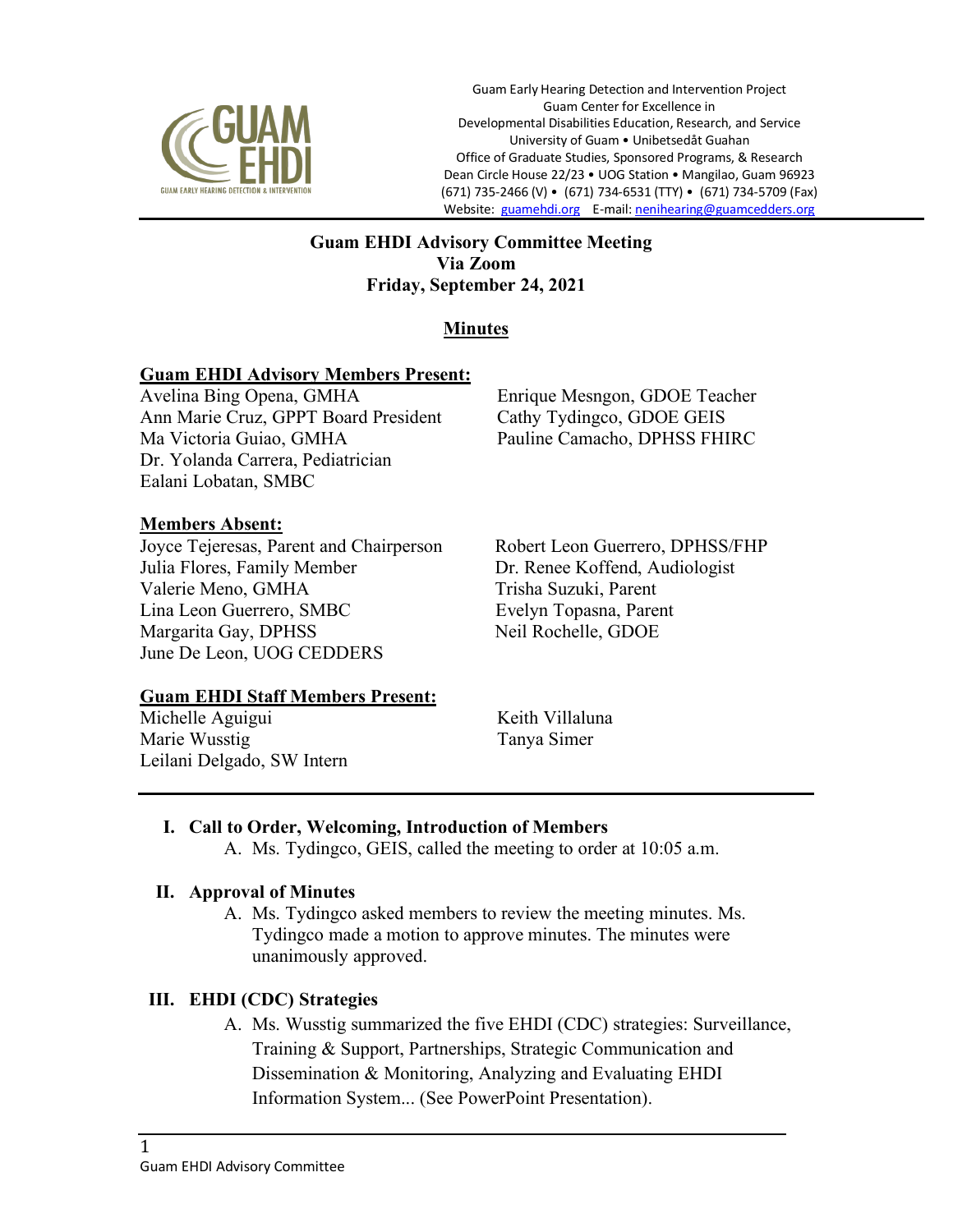Guam Early Hearing Detection and Intervention Project
Guam Center for Excellence in
Developmental Disabilities Education, Research, and Service
University of Guam • Unibetsedåt Guahan
Office of Graduate Studies, Sponsored Programs, & Research
Dean Circle House 22/23 • UOG Station • Mangilao, Guam 96923
(671) 735-2466 (V) • (671) 734-6531 (TTY) • (671) 734-5709 (Fax)
Website: guamehdi.org E-mail: nenihearing@guamcedders.org

# Guam EHDI Advisory Committee Meeting
## Via Zoom
## Friday, September 24, 2021

## Minutes

**Guam EHDI Advisory Members Present:**

Avelina Bing Opena, GMHA
Ann Marie Cruz, GPPT Board President
Ma Victoria Guiao, GMHA
Dr. Yolanda Carrera, Pediatrician
Ealani Lobatan, SMBC
Enrique Mesngon, GDOE Teacher
Cathy Tydingco, GDOE GEIS
Pauline Camacho, DPHSS FHIRC

**Members Absent:**

Joyce Tejeresas, Parent and Chairperson
Julia Flores, Family Member
Valerie Meno, GMHA
Lina Leon Guerrero, SMBC
Margarita Gay, DPHSS
June De Leon, UOG CEDDERS
Robert Leon Guerrero, DPHSS/FHP
Dr. Renee Koffend, Audiologist
Trisha Suzuki, Parent
Evelyn Topasna, Parent
Neil Rochelle, GDOE

**Guam EHDI Staff Members Present:**

Michelle Aguigui
Marie Wusstig
Leilani Delgado, SW Intern
Keith Villaluna
Tanya Simer

---

**I. Call to Order, Welcoming, Introduction of Members**

A. Ms. Tydingco, GEIS, called the meeting to order at 10:05 a.m.

**II. Approval of Minutes**

A. Ms. Tydingco asked members to review the meeting minutes. Ms. Tydingco made a motion to approve minutes. The minutes were unanimously approved.

**III. EHDI (CDC) Strategies**

A. Ms. Wusstig summarized the five EHDI (CDC) strategies: Surveillance, Training & Support, Partnerships, Strategic Communication and Dissemination & Monitoring, Analyzing and Evaluating EHDI Information System... (See PowerPoint Presentation).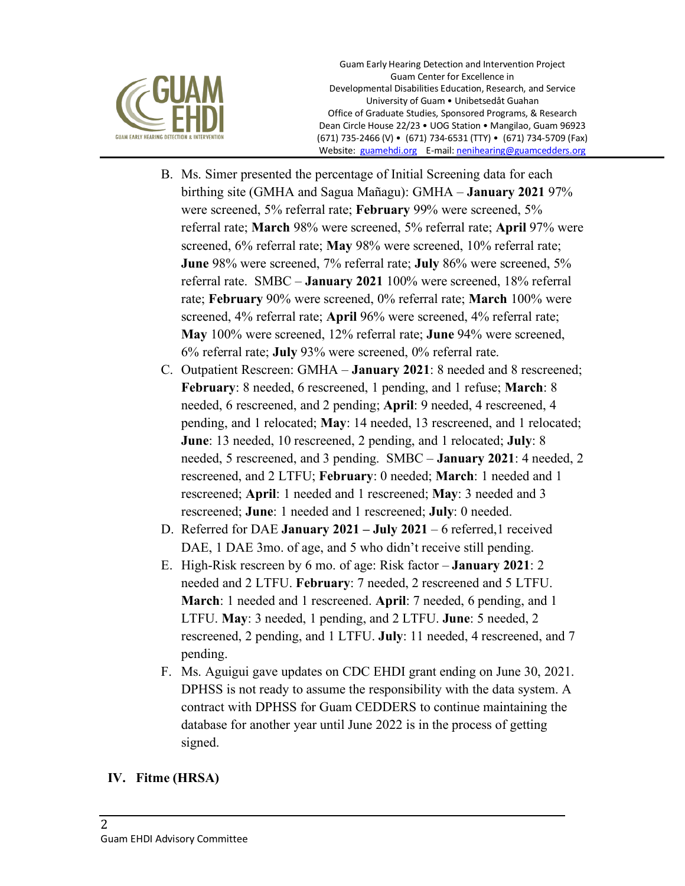B. Ms. Simer presented the percentage of Initial Screening data for each birthing site (GMHA and Sagua Mañagu): GMHA – **January 2021** 97% were screened, 5% referral rate; **February** 99% were screened, 5% referral rate; **March** 98% were screened, 5% referral rate; **April** 97% were screened, 6% referral rate; **May** 98% were screened, 10% referral rate; **June** 98% were screened, 7% referral rate; **July** 86% were screened, 5% referral rate. SMBC – **January 2021** 100% were screened, 18% referral rate; **February** 90% were screened, 0% referral rate; **March** 100% were screened, 4% referral rate; **April** 96% were screened, 4% referral rate; **May** 100% were screened, 12% referral rate; **June** 94% were screened, 6% referral rate; **July** 93% were screened, 0% referral rate.

C. Outpatient Rescreen: GMHA – **January 2021**: 8 needed and 8 rescreened; **February**: 8 needed, 6 rescreened, 1 pending, and 1 refuse; **March**: 8 needed, 6 rescreened, and 2 pending; **April**: 9 needed, 4 rescreened, 4 pending, and 1 relocated; **May**: 14 needed, 13 rescreened, and 1 relocated; **June**: 13 needed, 10 rescreened, 2 pending, and 1 relocated; **July**: 8 needed, 5 rescreened, and 3 pending. SMBC – **January 2021**: 4 needed, 2 rescreened, and 2 LTFU; **February**: 0 needed; **March**: 1 needed and 1 rescreened; **April**: 1 needed and 1 rescreened; **May**: 3 needed and 3 rescreened; **June**: 1 needed and 1 rescreened; **July**: 0 needed.

D. Referred for DAE **January 2021 – July 2021** – 6 referred,1 received DAE, 1 DAE 3mo. of age, and 5 who didn't receive still pending.

E. High-Risk rescreen by 6 mo. of age: Risk factor – **January 2021**: 2 needed and 2 LTFU. **February**: 7 needed, 2 rescreened and 5 LTFU. **March**: 1 needed and 1 rescreened. **April**: 7 needed, 6 pending, and 1 LTFU. **May**: 3 needed, 1 pending, and 2 LTFU. **June**: 5 needed, 2 rescreened, 2 pending, and 1 LTFU. **July**: 11 needed, 4 rescreened, and 7 pending.

F. Ms. Aguigui gave updates on CDC EHDI grant ending on June 30, 2021. DPHSS is not ready to assume the responsibility with the data system. A contract with DPHSS for Guam CEDDERS to continue maintaining the database for another year until June 2022 is in the process of getting signed.

## IV. Fitme (HRSA)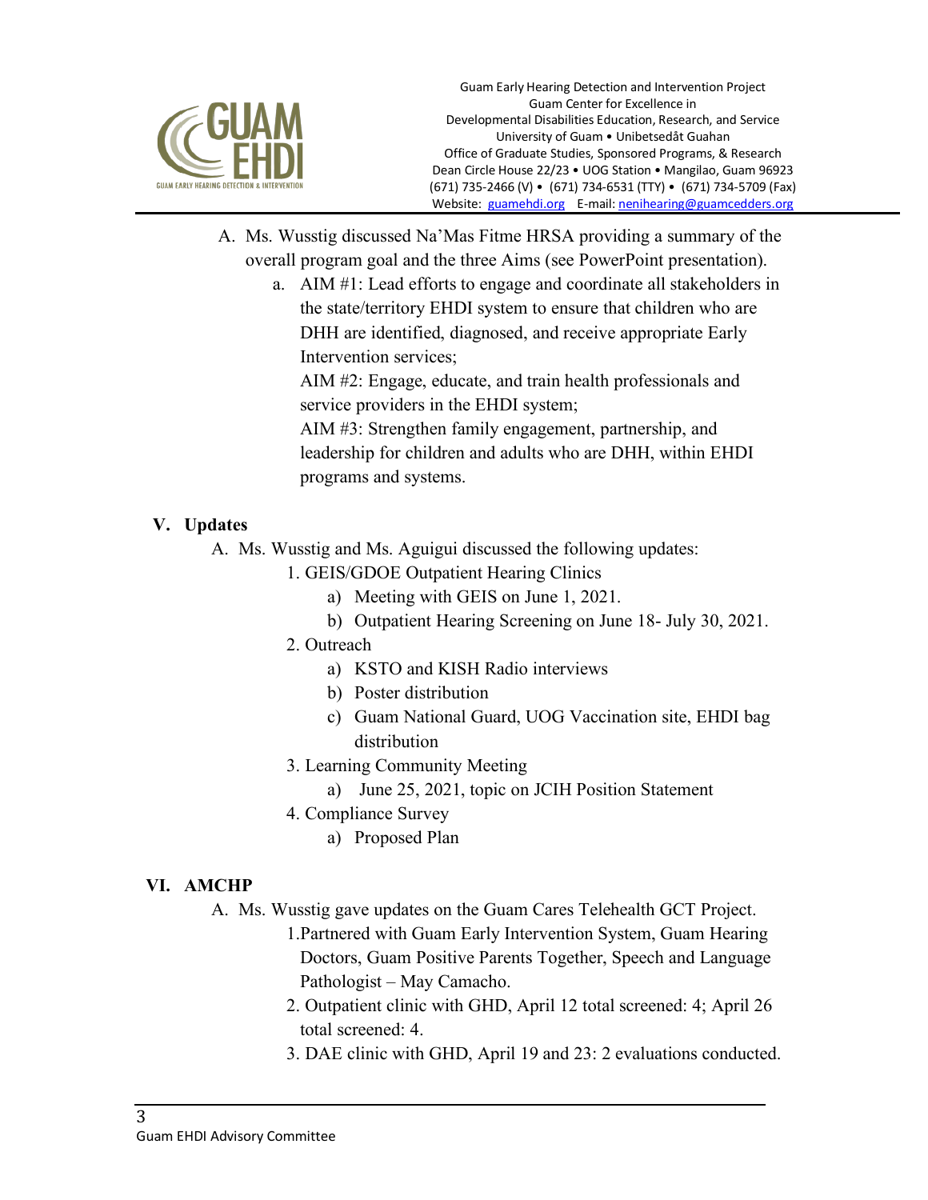A. Ms. Wusstig discussed Na'Mas Fitme HRSA providing a summary of the overall program goal and the three Aims (see PowerPoint presentation).

   a. AIM #1: Lead efforts to engage and coordinate all stakeholders in the state/territory EHDI system to ensure that children who are DHH are identified, diagnosed, and receive appropriate Early Intervention services;

      AIM #2: Engage, educate, and train health professionals and service providers in the EHDI system;

      AIM #3: Strengthen family engagement, partnership, and leadership for children and adults who are DHH, within EHDI programs and systems.

## V. Updates

A. Ms. Wusstig and Ms. Aguigui discussed the following updates:

   1. GEIS/GDOE Outpatient Hearing Clinics
      a) Meeting with GEIS on June 1, 2021.
      b) Outpatient Hearing Screening on June 18- July 30, 2021.
   2. Outreach
      a) KSTO and KISH Radio interviews
      b) Poster distribution
      c) Guam National Guard, UOG Vaccination site, EHDI bag distribution
   3. Learning Community Meeting
      a) June 25, 2021, topic on JCIH Position Statement
   4. Compliance Survey
      a) Proposed Plan

## VI. AMCHP

A. Ms. Wusstig gave updates on the Guam Cares Telehealth GCT Project.

   1. Partnered with Guam Early Intervention System, Guam Hearing Doctors, Guam Positive Parents Together, Speech and Language Pathologist – May Camacho.
   2. Outpatient clinic with GHD, April 12 total screened: 4; April 26 total screened: 4.
   3. DAE clinic with GHD, April 19 and 23: 2 evaluations conducted.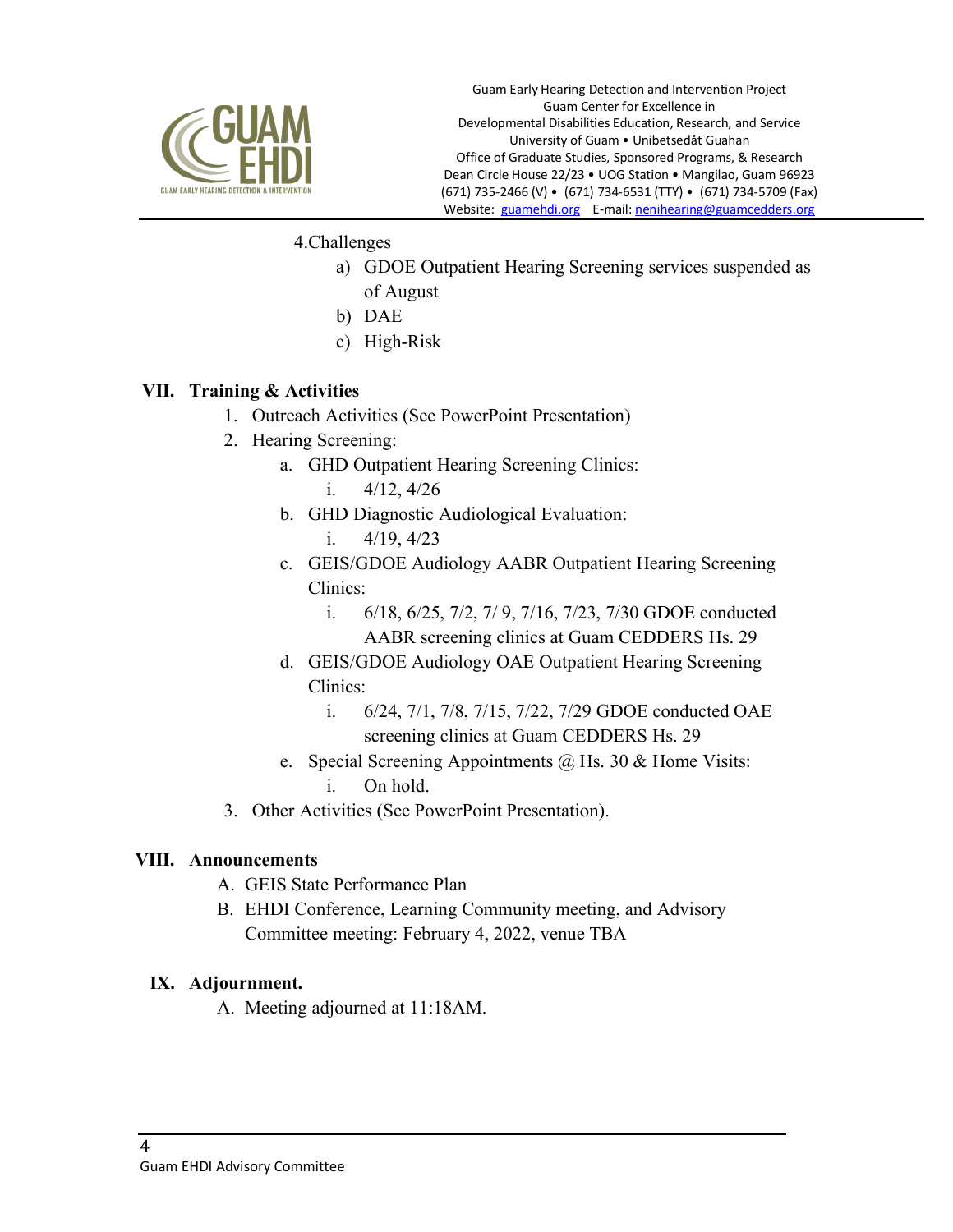4. Challenges
    a) GDOE Outpatient Hearing Screening services suspended as of August
    b) DAE
    c) High-Risk

## VII. Training & Activities

1. Outreach Activities (See PowerPoint Presentation)
2. Hearing Screening:
    a. GHD Outpatient Hearing Screening Clinics:
        i. 4/12, 4/26
    b. GHD Diagnostic Audiological Evaluation:
        i. 4/19, 4/23
    c. GEIS/GDOE Audiology AABR Outpatient Hearing Screening Clinics:
        i. 6/18, 6/25, 7/2, 7/ 9, 7/16, 7/23, 7/30 GDOE conducted AABR screening clinics at Guam CEDDERS Hs. 29
    d. GEIS/GDOE Audiology OAE Outpatient Hearing Screening Clinics:
        i. 6/24, 7/1, 7/8, 7/15, 7/22, 7/29 GDOE conducted OAE screening clinics at Guam CEDDERS Hs. 29
    e. Special Screening Appointments @ Hs. 30 & Home Visits:
        i. On hold.
3. Other Activities (See PowerPoint Presentation).

## VIII. Announcements

A. GEIS State Performance Plan
B. EHDI Conference, Learning Community meeting, and Advisory Committee meeting: February 4, 2022, venue TBA

## IX. Adjournment.

A. Meeting adjourned at 11:18AM.